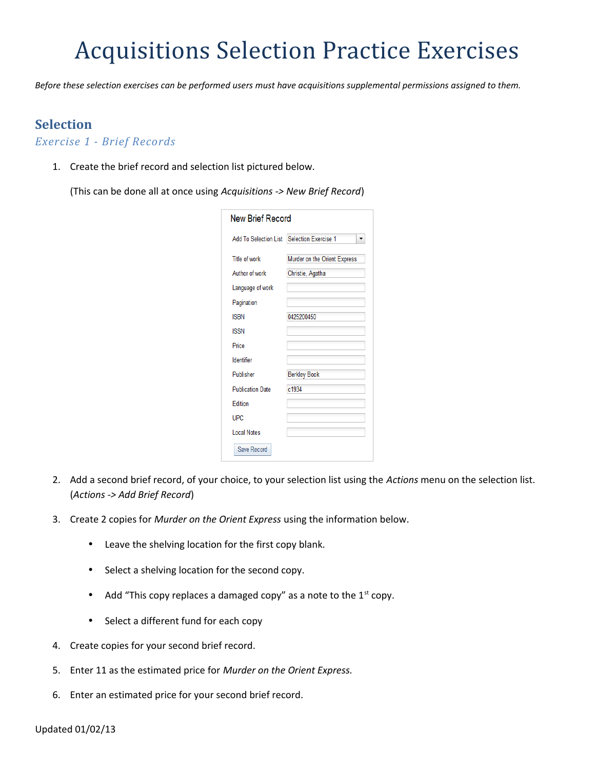# Acquisitions Selection Practice Exercises

*Before these selection exercises can be performed users must have acquisitions supplemental permissions assigned to them.*

## Selection

### *Exercise 1 - Brief Records*

1. Create the brief record and selection list pictured below.

   (This can be done all at once using *Acquisitions -> New Brief Record*)

   **New Brief Record**

   | Field | Value |
   | --- | --- |
   | Add To Selection List | Selection Exercise 1 |
   | Title of work | Murder on the Orient Express |
   | Author of work | Christie, Agatha |
   | Language of work | |
   | Pagination | |
   | ISBN | 0425200450 |
   | ISSN | |
   | Price | |
   | Identifier | |
   | Publisher | Berkley Book |
   | Publication Date | c1934 |
   | Edition | |
   | UPC | |
   | Local Notes | |

   Save Record

2. Add a second brief record, of your choice, to your selection list using the *Actions* menu on the selection list. (*Actions -> Add Brief Record*)

3. Create 2 copies for *Murder on the Orient Express* using the information below.

   - Leave the shelving location for the first copy blank.
   - Select a shelving location for the second copy.
   - Add "This copy replaces a damaged copy" as a note to the 1st copy.
   - Select a different fund for each copy

4. Create copies for your second brief record.

5. Enter 11 as the estimated price for *Murder on the Orient Express.*

6. Enter an estimated price for your second brief record.

Updated 01/02/13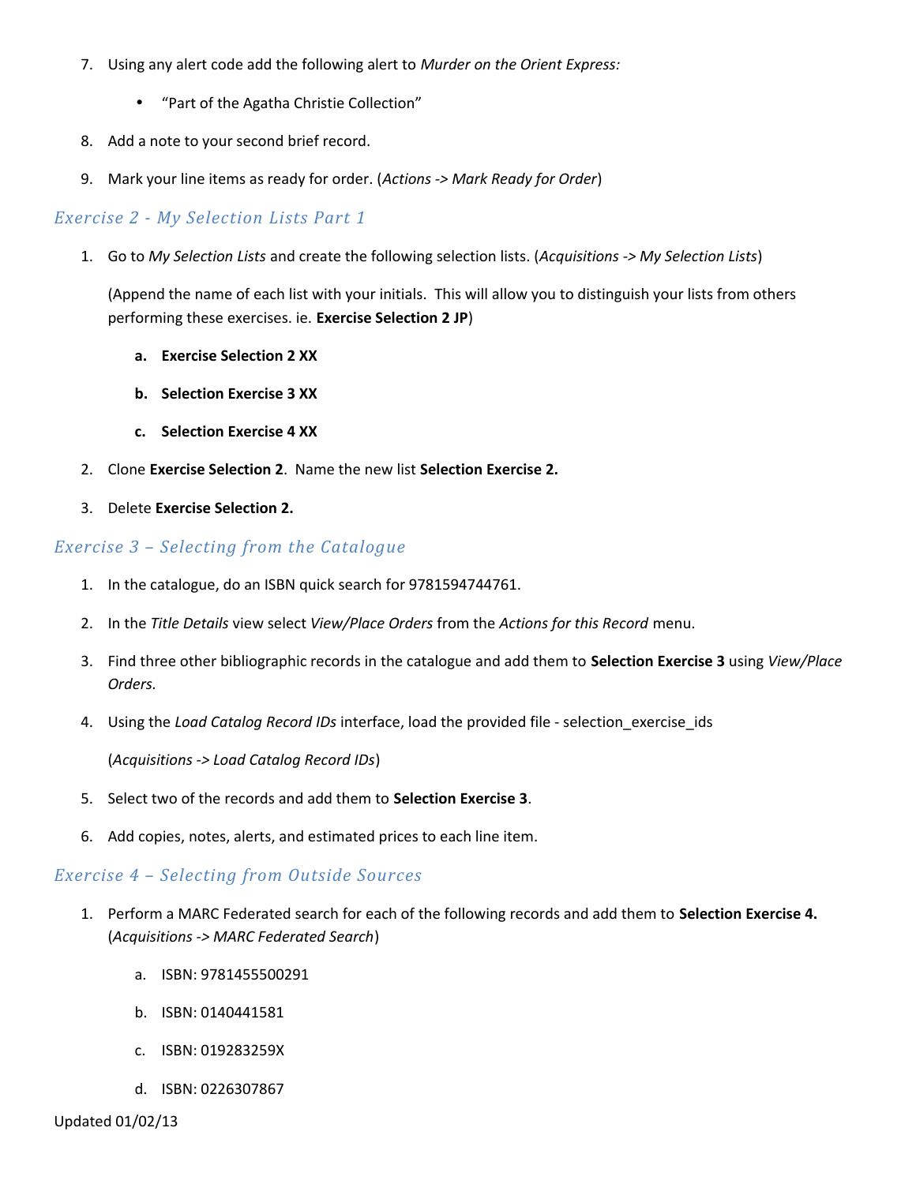7. Using any alert code add the following alert to *Murder on the Orient Express:*

    - "Part of the Agatha Christie Collection"

8. Add a note to your second brief record.

9. Mark your line items as ready for order. (*Actions -> Mark Ready for Order*)

## *Exercise 2 - My Selection Lists Part 1*

1. Go to *My Selection Lists* and create the following selection lists. (*Acquisitions -> My Selection Lists*)

    (Append the name of each list with your initials. This will allow you to distinguish your lists from others performing these exercises. ie. **Exercise Selection 2 JP**)

    a. **Exercise Selection 2 XX**

    b. **Selection Exercise 3 XX**

    c. **Selection Exercise 4 XX**

2. Clone **Exercise Selection 2**. Name the new list **Selection Exercise 2.**

3. Delete **Exercise Selection 2.**

## *Exercise 3 – Selecting from the Catalogue*

1. In the catalogue, do an ISBN quick search for 9781594744761.

2. In the *Title Details* view select *View/Place Orders* from the *Actions for this Record* menu.

3. Find three other bibliographic records in the catalogue and add them to **Selection Exercise 3** using *View/Place Orders.*

4. Using the *Load Catalog Record IDs* interface, load the provided file - selection_exercise_ids

    (*Acquisitions -> Load Catalog Record IDs*)

5. Select two of the records and add them to **Selection Exercise 3**.

6. Add copies, notes, alerts, and estimated prices to each line item.

## *Exercise 4 – Selecting from Outside Sources*

1. Perform a MARC Federated search for each of the following records and add them to **Selection Exercise 4.** (*Acquisitions -> MARC Federated Search*)

    a. ISBN: 9781455500291

    b. ISBN: 0140441581

    c. ISBN: 019283259X

    d. ISBN: 0226307867

Updated 01/02/13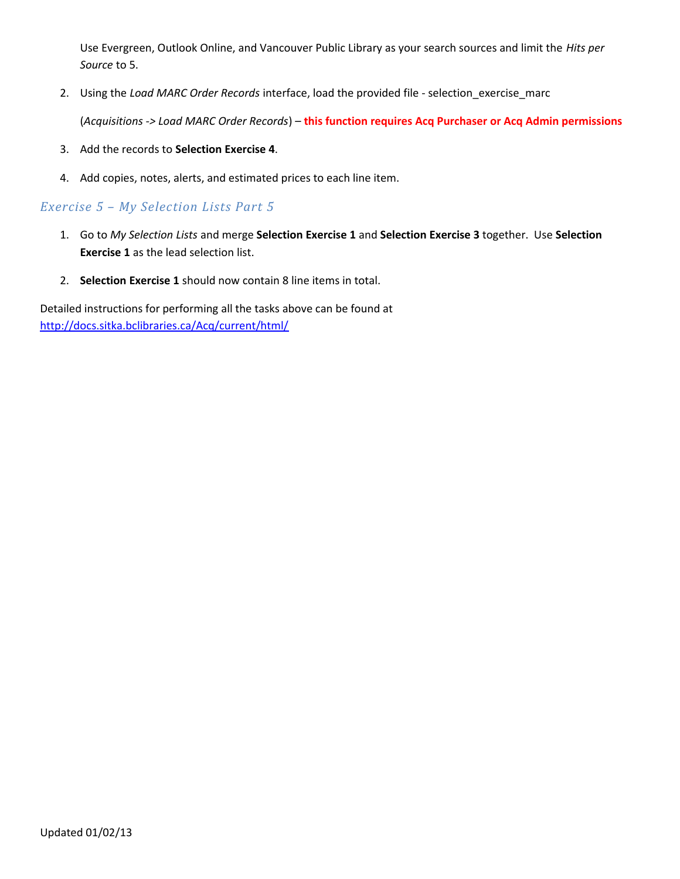Use Evergreen, Outlook Online, and Vancouver Public Library as your search sources and limit the *Hits per Source* to 5.

2. Using the *Load MARC Order Records* interface, load the provided file - selection_exercise_marc

   (*Acquisitions -> Load MARC Order Records*) – **this function requires Acq Purchaser or Acq Admin permissions**

3. Add the records to **Selection Exercise 4**.

4. Add copies, notes, alerts, and estimated prices to each line item.

## *Exercise 5 – My Selection Lists Part 5*

1. Go to *My Selection Lists* and merge **Selection Exercise 1** and **Selection Exercise 3** together. Use **Selection Exercise 1** as the lead selection list.

2. **Selection Exercise 1** should now contain 8 line items in total.

Detailed instructions for performing all the tasks above can be found at [http://docs.sitka.bclibraries.ca/Acq/current/html/](http://docs.sitka.bclibraries.ca/Acq/current/html/)

Updated 01/02/13